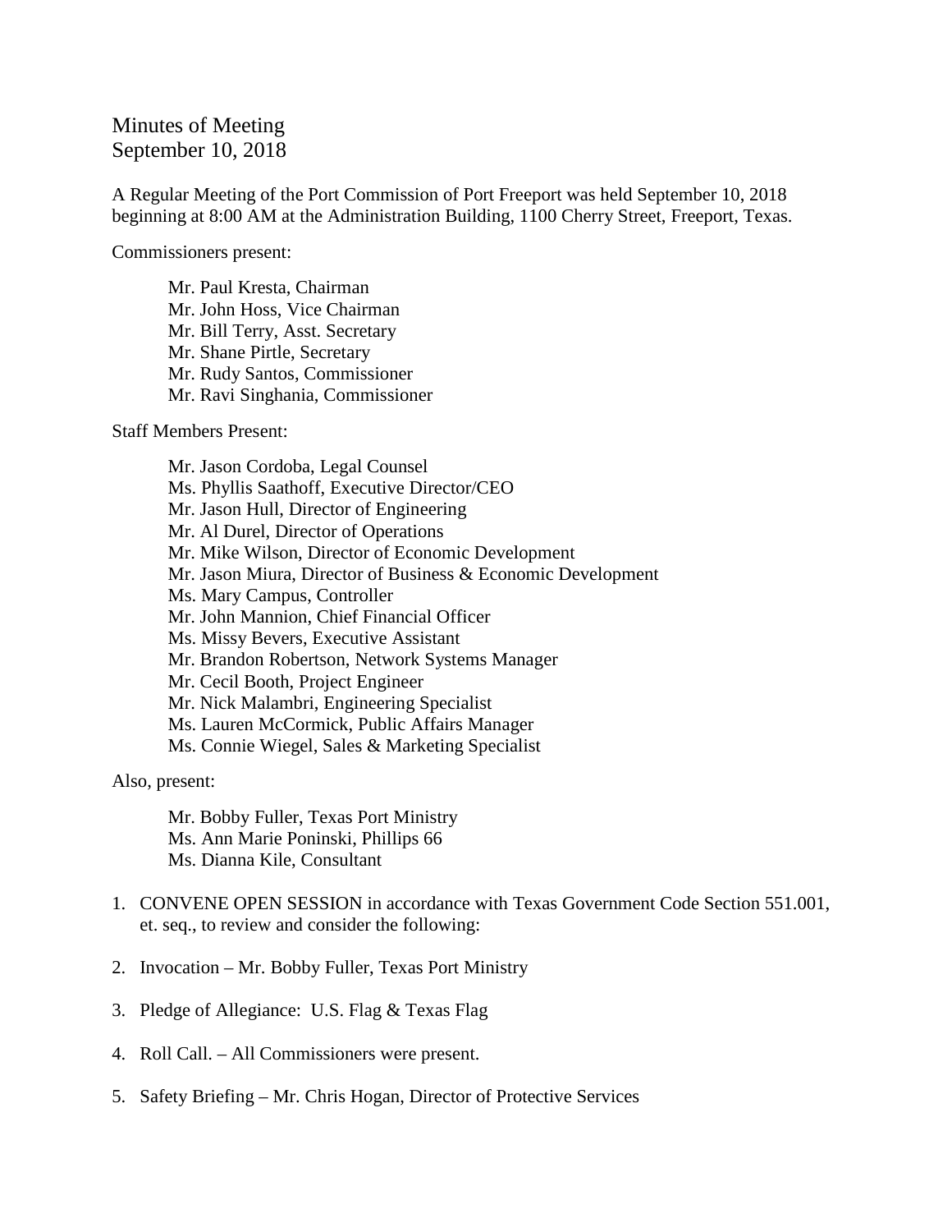# Minutes of Meeting
September 10, 2018

A Regular Meeting of the Port Commission of Port Freeport was held September 10, 2018 beginning at 8:00 AM at the Administration Building, 1100 Cherry Street, Freeport, Texas.

Commissioners present:

Mr. Paul Kresta, Chairman
Mr. John Hoss, Vice Chairman
Mr. Bill Terry, Asst. Secretary
Mr. Shane Pirtle, Secretary
Mr. Rudy Santos, Commissioner
Mr. Ravi Singhania, Commissioner

Staff Members Present:

Mr. Jason Cordoba, Legal Counsel
Ms. Phyllis Saathoff, Executive Director/CEO
Mr. Jason Hull, Director of Engineering
Mr. Al Durel, Director of Operations
Mr. Mike Wilson, Director of Economic Development
Mr. Jason Miura, Director of Business & Economic Development
Ms. Mary Campus, Controller
Mr. John Mannion, Chief Financial Officer
Ms. Missy Bevers, Executive Assistant
Mr. Brandon Robertson, Network Systems Manager
Mr. Cecil Booth, Project Engineer
Mr. Nick Malambri, Engineering Specialist
Ms. Lauren McCormick, Public Affairs Manager
Ms. Connie Wiegel, Sales & Marketing Specialist

Also, present:

Mr. Bobby Fuller, Texas Port Ministry
Ms. Ann Marie Poninski, Phillips 66
Ms. Dianna Kile, Consultant

1. CONVENE OPEN SESSION in accordance with Texas Government Code Section 551.001, et. seq., to review and consider the following:

2. Invocation – Mr. Bobby Fuller, Texas Port Ministry

3. Pledge of Allegiance: U.S. Flag & Texas Flag

4. Roll Call. – All Commissioners were present.

5. Safety Briefing – Mr. Chris Hogan, Director of Protective Services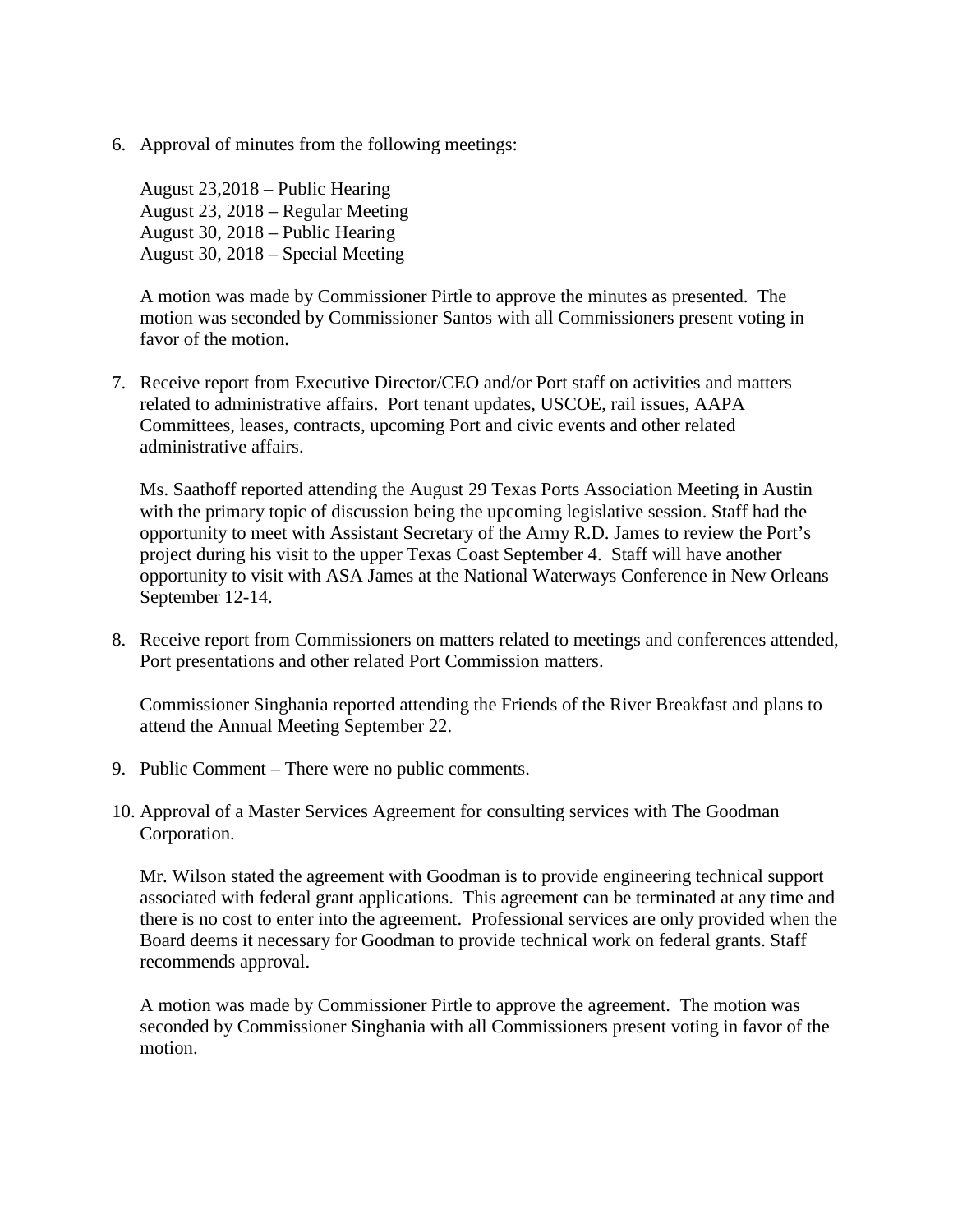6. Approval of minutes from the following meetings:

   August 23,2018 – Public Hearing
   August 23, 2018 – Regular Meeting
   August 30, 2018 – Public Hearing
   August 30, 2018 – Special Meeting

   A motion was made by Commissioner Pirtle to approve the minutes as presented. The motion was seconded by Commissioner Santos with all Commissioners present voting in favor of the motion.

7. Receive report from Executive Director/CEO and/or Port staff on activities and matters related to administrative affairs. Port tenant updates, USCOE, rail issues, AAPA Committees, leases, contracts, upcoming Port and civic events and other related administrative affairs.

   Ms. Saathoff reported attending the August 29 Texas Ports Association Meeting in Austin with the primary topic of discussion being the upcoming legislative session. Staff had the opportunity to meet with Assistant Secretary of the Army R.D. James to review the Port's project during his visit to the upper Texas Coast September 4. Staff will have another opportunity to visit with ASA James at the National Waterways Conference in New Orleans September 12-14.

8. Receive report from Commissioners on matters related to meetings and conferences attended, Port presentations and other related Port Commission matters.

   Commissioner Singhania reported attending the Friends of the River Breakfast and plans to attend the Annual Meeting September 22.

9. Public Comment – There were no public comments.

10. Approval of a Master Services Agreement for consulting services with The Goodman Corporation.

    Mr. Wilson stated the agreement with Goodman is to provide engineering technical support associated with federal grant applications. This agreement can be terminated at any time and there is no cost to enter into the agreement. Professional services are only provided when the Board deems it necessary for Goodman to provide technical work on federal grants. Staff recommends approval.

    A motion was made by Commissioner Pirtle to approve the agreement. The motion was seconded by Commissioner Singhania with all Commissioners present voting in favor of the motion.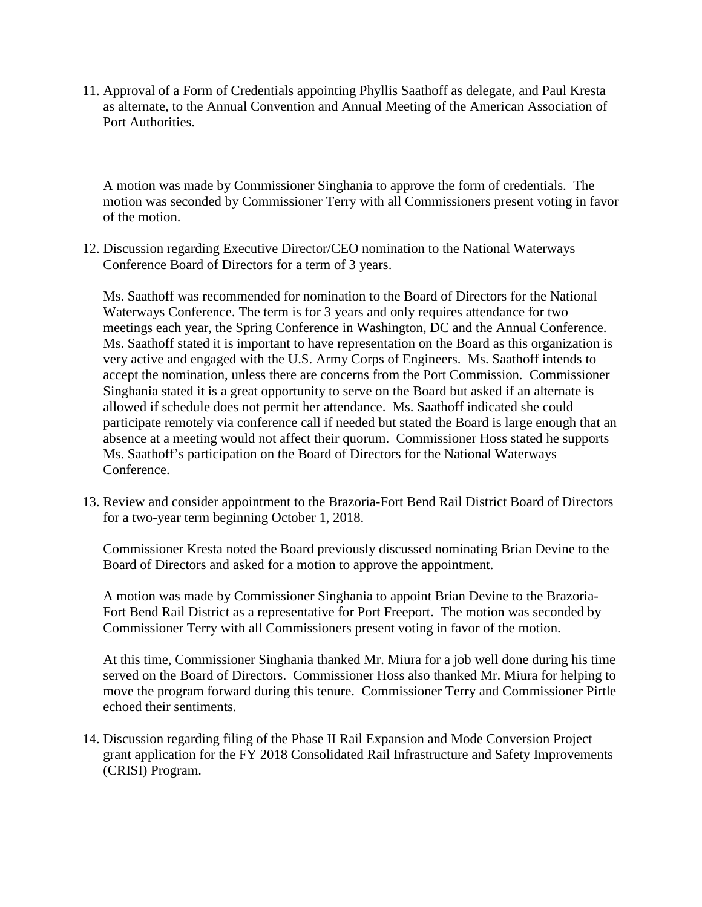11. Approval of a Form of Credentials appointing Phyllis Saathoff as delegate, and Paul Kresta as alternate, to the Annual Convention and Annual Meeting of the American Association of Port Authorities.

    A motion was made by Commissioner Singhania to approve the form of credentials. The motion was seconded by Commissioner Terry with all Commissioners present voting in favor of the motion.

12. Discussion regarding Executive Director/CEO nomination to the National Waterways Conference Board of Directors for a term of 3 years.

    Ms. Saathoff was recommended for nomination to the Board of Directors for the National Waterways Conference. The term is for 3 years and only requires attendance for two meetings each year, the Spring Conference in Washington, DC and the Annual Conference. Ms. Saathoff stated it is important to have representation on the Board as this organization is very active and engaged with the U.S. Army Corps of Engineers. Ms. Saathoff intends to accept the nomination, unless there are concerns from the Port Commission. Commissioner Singhania stated it is a great opportunity to serve on the Board but asked if an alternate is allowed if schedule does not permit her attendance. Ms. Saathoff indicated she could participate remotely via conference call if needed but stated the Board is large enough that an absence at a meeting would not affect their quorum. Commissioner Hoss stated he supports Ms. Saathoff's participation on the Board of Directors for the National Waterways Conference.

13. Review and consider appointment to the Brazoria-Fort Bend Rail District Board of Directors for a two-year term beginning October 1, 2018.

    Commissioner Kresta noted the Board previously discussed nominating Brian Devine to the Board of Directors and asked for a motion to approve the appointment.

    A motion was made by Commissioner Singhania to appoint Brian Devine to the Brazoria-Fort Bend Rail District as a representative for Port Freeport. The motion was seconded by Commissioner Terry with all Commissioners present voting in favor of the motion.

    At this time, Commissioner Singhania thanked Mr. Miura for a job well done during his time served on the Board of Directors. Commissioner Hoss also thanked Mr. Miura for helping to move the program forward during this tenure. Commissioner Terry and Commissioner Pirtle echoed their sentiments.

14. Discussion regarding filing of the Phase II Rail Expansion and Mode Conversion Project grant application for the FY 2018 Consolidated Rail Infrastructure and Safety Improvements (CRISI) Program.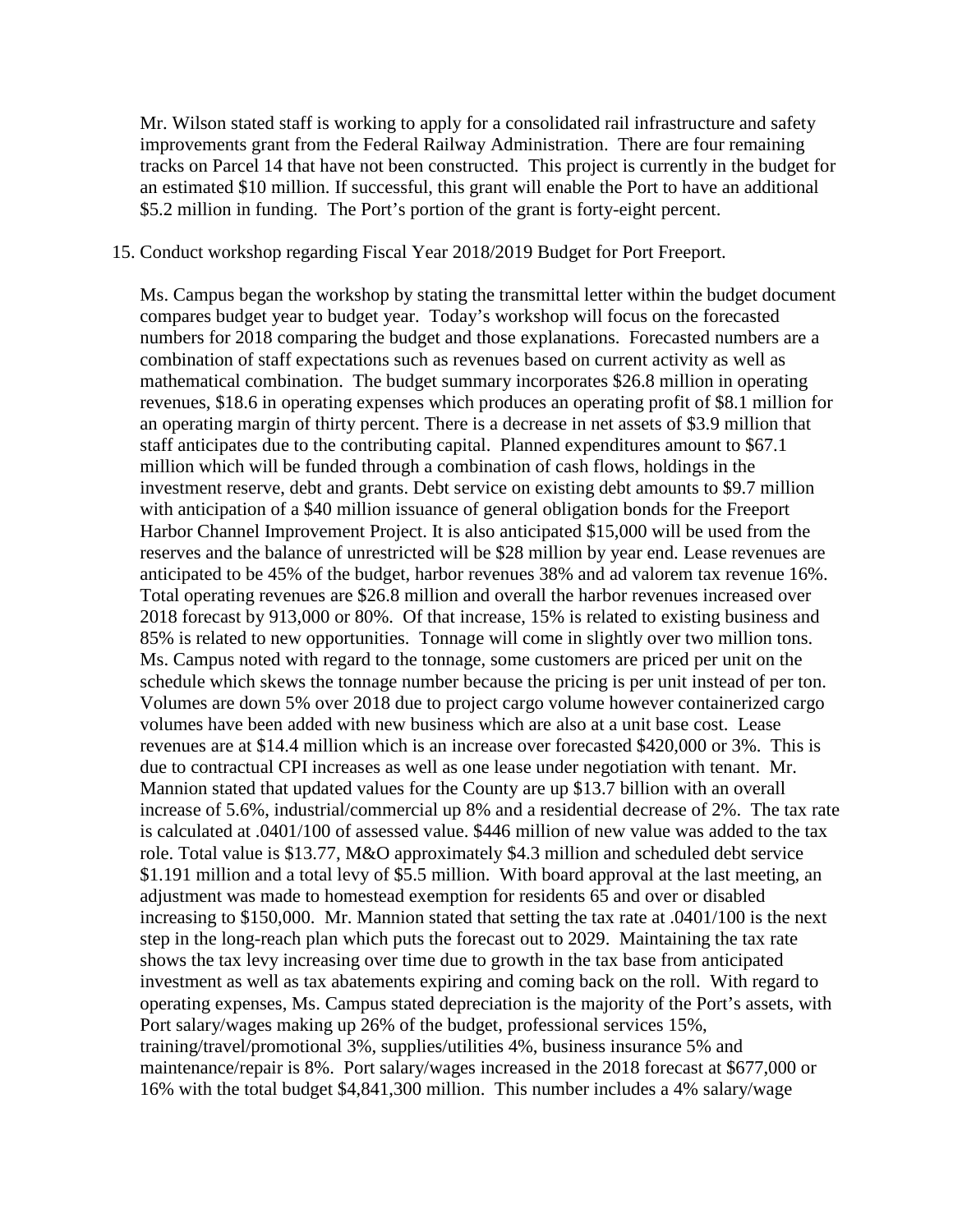Mr. Wilson stated staff is working to apply for a consolidated rail infrastructure and safety improvements grant from the Federal Railway Administration. There are four remaining tracks on Parcel 14 that have not been constructed. This project is currently in the budget for an estimated $10 million. If successful, this grant will enable the Port to have an additional $5.2 million in funding. The Port's portion of the grant is forty-eight percent.

15. Conduct workshop regarding Fiscal Year 2018/2019 Budget for Port Freeport.

    Ms. Campus began the workshop by stating the transmittal letter within the budget document compares budget year to budget year. Today's workshop will focus on the forecasted numbers for 2018 comparing the budget and those explanations. Forecasted numbers are a combination of staff expectations such as revenues based on current activity as well as mathematical combination. The budget summary incorporates $26.8 million in operating revenues, $18.6 in operating expenses which produces an operating profit of $8.1 million for an operating margin of thirty percent. There is a decrease in net assets of $3.9 million that staff anticipates due to the contributing capital. Planned expenditures amount to $67.1 million which will be funded through a combination of cash flows, holdings in the investment reserve, debt and grants. Debt service on existing debt amounts to $9.7 million with anticipation of a $40 million issuance of general obligation bonds for the Freeport Harbor Channel Improvement Project. It is also anticipated $15,000 will be used from the reserves and the balance of unrestricted will be $28 million by year end. Lease revenues are anticipated to be 45% of the budget, harbor revenues 38% and ad valorem tax revenue 16%. Total operating revenues are $26.8 million and overall the harbor revenues increased over 2018 forecast by 913,000 or 80%. Of that increase, 15% is related to existing business and 85% is related to new opportunities. Tonnage will come in slightly over two million tons. Ms. Campus noted with regard to the tonnage, some customers are priced per unit on the schedule which skews the tonnage number because the pricing is per unit instead of per ton. Volumes are down 5% over 2018 due to project cargo volume however containerized cargo volumes have been added with new business which are also at a unit base cost. Lease revenues are at $14.4 million which is an increase over forecasted $420,000 or 3%. This is due to contractual CPI increases as well as one lease under negotiation with tenant. Mr. Mannion stated that updated values for the County are up $13.7 billion with an overall increase of 5.6%, industrial/commercial up 8% and a residential decrease of 2%. The tax rate is calculated at .0401/100 of assessed value. $446 million of new value was added to the tax role. Total value is $13.77, M&O approximately $4.3 million and scheduled debt service $1.191 million and a total levy of $5.5 million. With board approval at the last meeting, an adjustment was made to homestead exemption for residents 65 and over or disabled increasing to $150,000. Mr. Mannion stated that setting the tax rate at .0401/100 is the next step in the long-reach plan which puts the forecast out to 2029. Maintaining the tax rate shows the tax levy increasing over time due to growth in the tax base from anticipated investment as well as tax abatements expiring and coming back on the roll. With regard to operating expenses, Ms. Campus stated depreciation is the majority of the Port's assets, with Port salary/wages making up 26% of the budget, professional services 15%, training/travel/promotional 3%, supplies/utilities 4%, business insurance 5% and maintenance/repair is 8%. Port salary/wages increased in the 2018 forecast at $677,000 or 16% with the total budget $4,841,300 million. This number includes a 4% salary/wage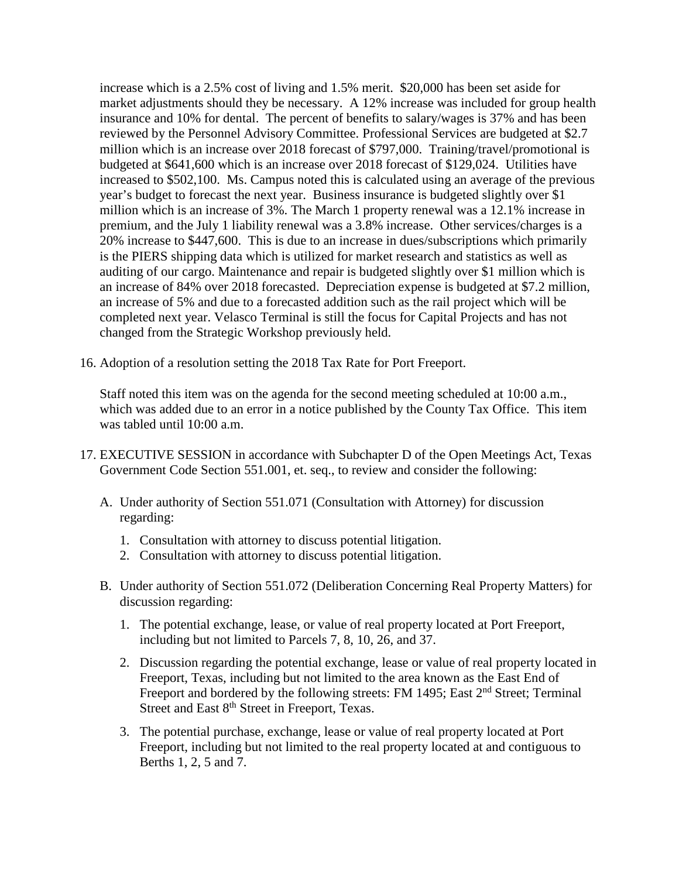increase which is a 2.5% cost of living and 1.5% merit. $20,000 has been set aside for market adjustments should they be necessary. A 12% increase was included for group health insurance and 10% for dental. The percent of benefits to salary/wages is 37% and has been reviewed by the Personnel Advisory Committee. Professional Services are budgeted at $2.7 million which is an increase over 2018 forecast of $797,000. Training/travel/promotional is budgeted at $641,600 which is an increase over 2018 forecast of $129,024. Utilities have increased to $502,100. Ms. Campus noted this is calculated using an average of the previous year's budget to forecast the next year. Business insurance is budgeted slightly over $1 million which is an increase of 3%. The March 1 property renewal was a 12.1% increase in premium, and the July 1 liability renewal was a 3.8% increase. Other services/charges is a 20% increase to $447,600. This is due to an increase in dues/subscriptions which primarily is the PIERS shipping data which is utilized for market research and statistics as well as auditing of our cargo. Maintenance and repair is budgeted slightly over $1 million which is an increase of 84% over 2018 forecasted. Depreciation expense is budgeted at $7.2 million, an increase of 5% and due to a forecasted addition such as the rail project which will be completed next year. Velasco Terminal is still the focus for Capital Projects and has not changed from the Strategic Workshop previously held.

16. Adoption of a resolution setting the 2018 Tax Rate for Port Freeport.

    Staff noted this item was on the agenda for the second meeting scheduled at 10:00 a.m., which was added due to an error in a notice published by the County Tax Office. This item was tabled until 10:00 a.m.

17. EXECUTIVE SESSION in accordance with Subchapter D of the Open Meetings Act, Texas Government Code Section 551.001, et. seq., to review and consider the following:

    A. Under authority of Section 551.071 (Consultation with Attorney) for discussion regarding:

       1. Consultation with attorney to discuss potential litigation.
       2. Consultation with attorney to discuss potential litigation.

    B. Under authority of Section 551.072 (Deliberation Concerning Real Property Matters) for discussion regarding:

       1. The potential exchange, lease, or value of real property located at Port Freeport, including but not limited to Parcels 7, 8, 10, 26, and 37.

       2. Discussion regarding the potential exchange, lease or value of real property located in Freeport, Texas, including but not limited to the area known as the East End of Freeport and bordered by the following streets: FM 1495; East 2nd Street; Terminal Street and East 8th Street in Freeport, Texas.

       3. The potential purchase, exchange, lease or value of real property located at Port Freeport, including but not limited to the real property located at and contiguous to Berths 1, 2, 5 and 7.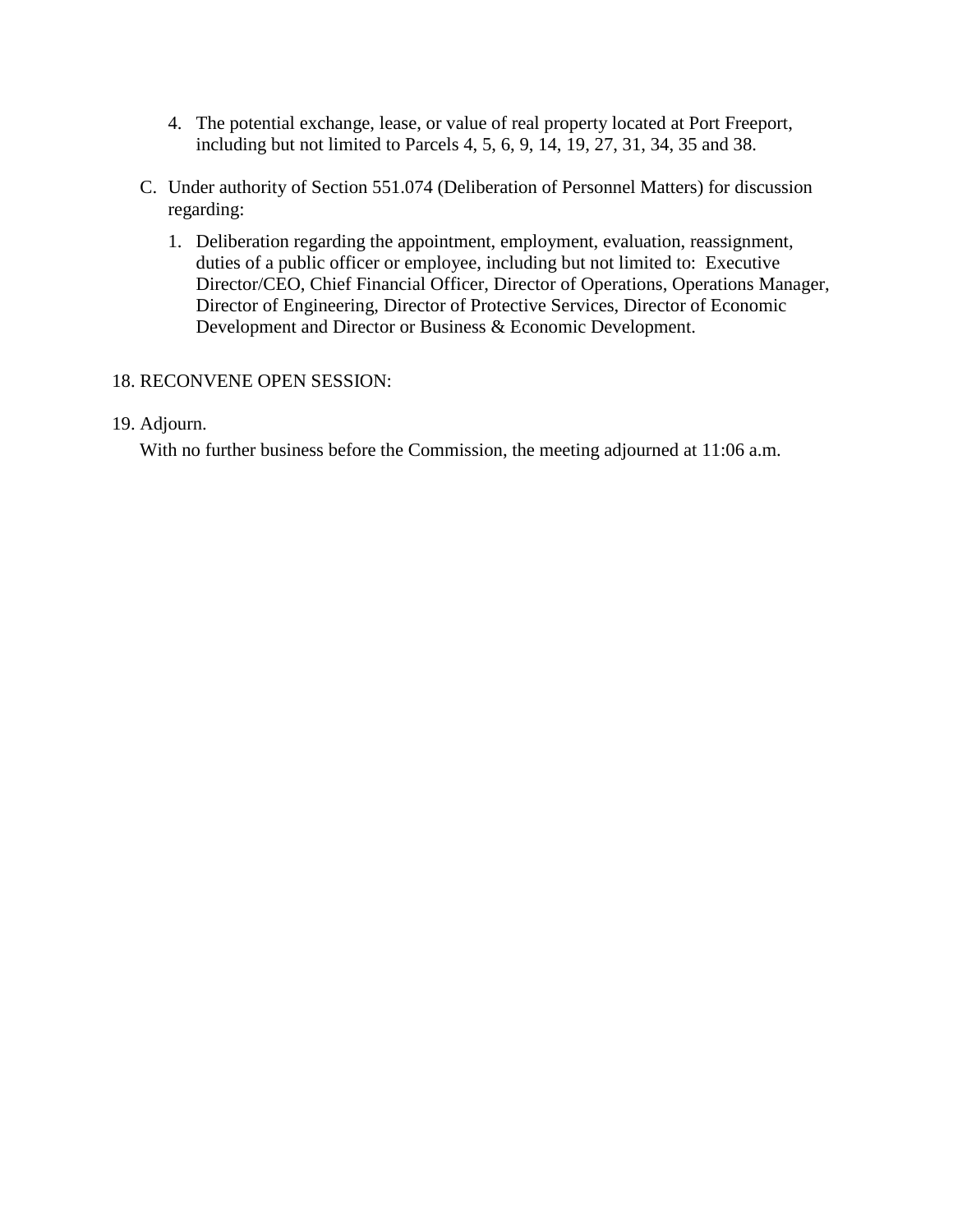4. The potential exchange, lease, or value of real property located at Port Freeport, including but not limited to Parcels 4, 5, 6, 9, 14, 19, 27, 31, 34, 35 and 38.

C. Under authority of Section 551.074 (Deliberation of Personnel Matters) for discussion regarding:

1. Deliberation regarding the appointment, employment, evaluation, reassignment, duties of a public officer or employee, including but not limited to: Executive Director/CEO, Chief Financial Officer, Director of Operations, Operations Manager, Director of Engineering, Director of Protective Services, Director of Economic Development and Director or Business & Economic Development.

18. RECONVENE OPEN SESSION:

19. Adjourn.

With no further business before the Commission, the meeting adjourned at 11:06 a.m.